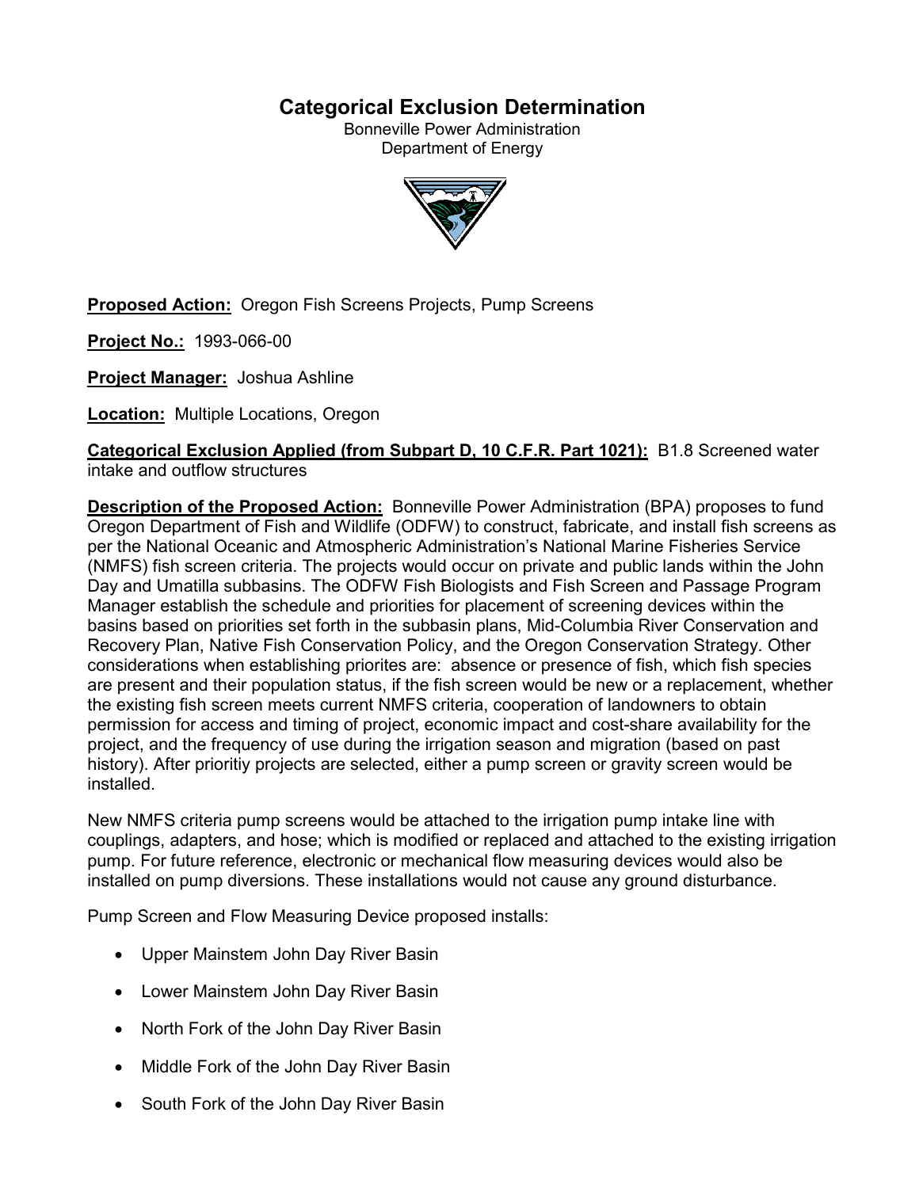# Categorical Exclusion Determination

Bonneville Power Administration
Department of Energy

**Proposed Action:** Oregon Fish Screens Projects, Pump Screens

**Project No.:** 1993-066-00

**Project Manager:** Joshua Ashline

**Location:** Multiple Locations, Oregon

**Categorical Exclusion Applied (from Subpart D, 10 C.F.R. Part 1021):** B1.8 Screened water intake and outflow structures

**Description of the Proposed Action:** Bonneville Power Administration (BPA) proposes to fund Oregon Department of Fish and Wildlife (ODFW) to construct, fabricate, and install fish screens as per the National Oceanic and Atmospheric Administration's National Marine Fisheries Service (NMFS) fish screen criteria. The projects would occur on private and public lands within the John Day and Umatilla subbasins. The ODFW Fish Biologists and Fish Screen and Passage Program Manager establish the schedule and priorities for placement of screening devices within the basins based on priorities set forth in the subbasin plans, Mid-Columbia River Conservation and Recovery Plan, Native Fish Conservation Policy, and the Oregon Conservation Strategy. Other considerations when establishing priorites are: absence or presence of fish, which fish species are present and their population status, if the fish screen would be new or a replacement, whether the existing fish screen meets current NMFS criteria, cooperation of landowners to obtain permission for access and timing of project, economic impact and cost-share availability for the project, and the frequency of use during the irrigation season and migration (based on past history). After prioritiy projects are selected, either a pump screen or gravity screen would be installed.

New NMFS criteria pump screens would be attached to the irrigation pump intake line with couplings, adapters, and hose; which is modified or replaced and attached to the existing irrigation pump. For future reference, electronic or mechanical flow measuring devices would also be installed on pump diversions. These installations would not cause any ground disturbance.

Pump Screen and Flow Measuring Device proposed installs:

- Upper Mainstem John Day River Basin
- Lower Mainstem John Day River Basin
- North Fork of the John Day River Basin
- Middle Fork of the John Day River Basin
- South Fork of the John Day River Basin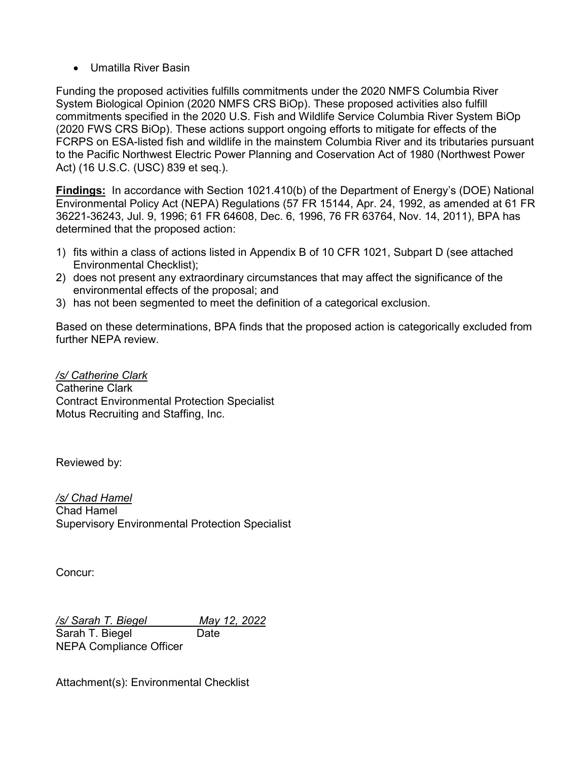- Umatilla River Basin

Funding the proposed activities fulfills commitments under the 2020 NMFS Columbia River System Biological Opinion (2020 NMFS CRS BiOp). These proposed activities also fulfill commitments specified in the 2020 U.S. Fish and Wildlife Service Columbia River System BiOp (2020 FWS CRS BiOp). These actions support ongoing efforts to mitigate for effects of the FCRPS on ESA-listed fish and wildlife in the mainstem Columbia River and its tributaries pursuant to the Pacific Northwest Electric Power Planning and Coservation Act of 1980 (Northwest Power Act) (16 U.S.C. (USC) 839 et seq.).

**Findings:** In accordance with Section 1021.410(b) of the Department of Energy's (DOE) National Environmental Policy Act (NEPA) Regulations (57 FR 15144, Apr. 24, 1992, as amended at 61 FR 36221-36243, Jul. 9, 1996; 61 FR 64608, Dec. 6, 1996, 76 FR 63764, Nov. 14, 2011), BPA has determined that the proposed action:

1) fits within a class of actions listed in Appendix B of 10 CFR 1021, Subpart D (see attached Environmental Checklist);
2) does not present any extraordinary circumstances that may affect the significance of the environmental effects of the proposal; and
3) has not been segmented to meet the definition of a categorical exclusion.

Based on these determinations, BPA finds that the proposed action is categorically excluded from further NEPA review.

*/s/ Catherine Clark*
Catherine Clark
Contract Environmental Protection Specialist
Motus Recruiting and Staffing, Inc.

Reviewed by:

*/s/ Chad Hamel*
Chad Hamel
Supervisory Environmental Protection Specialist

Concur:

*/s/ Sarah T. Biegel* *May 12, 2022*
Sarah T. Biegel Date
NEPA Compliance Officer

Attachment(s): Environmental Checklist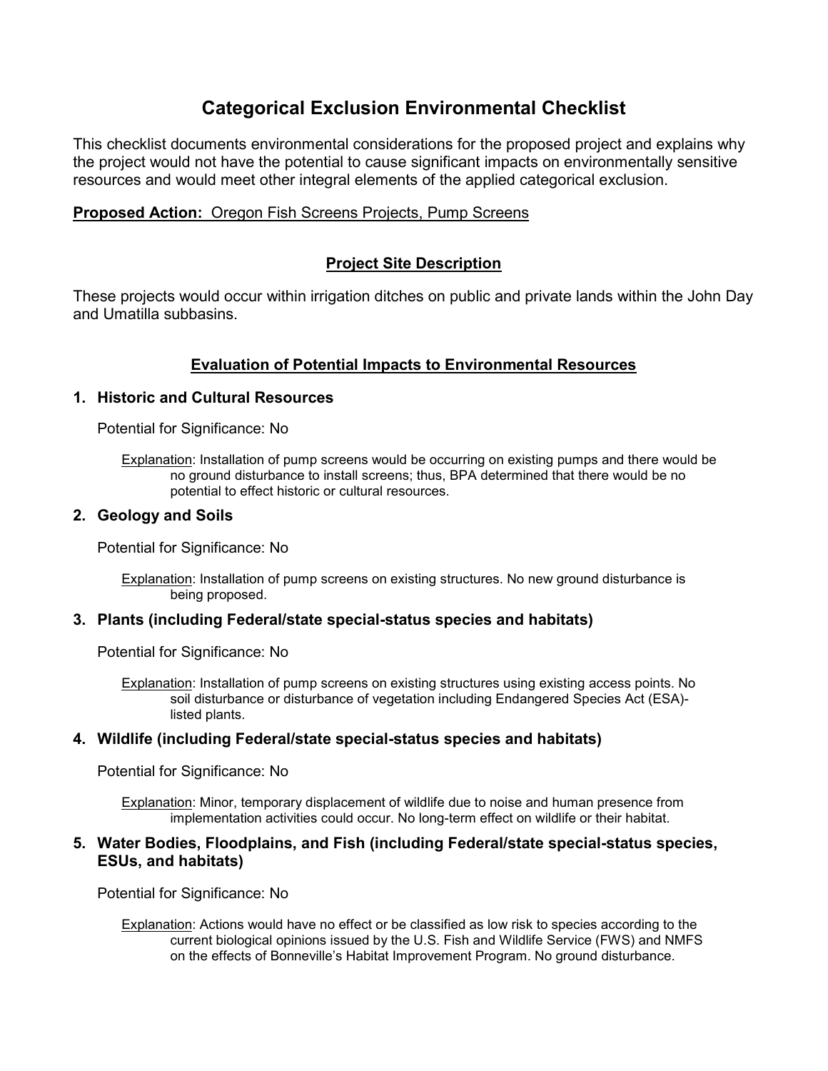# Categorical Exclusion Environmental Checklist

This checklist documents environmental considerations for the proposed project and explains why the project would not have the potential to cause significant impacts on environmentally sensitive resources and would meet other integral elements of the applied categorical exclusion.

**Proposed Action:** Oregon Fish Screens Projects, Pump Screens

## Project Site Description

These projects would occur within irrigation ditches on public and private lands within the John Day and Umatilla subbasins.

## Evaluation of Potential Impacts to Environmental Resources

### 1. Historic and Cultural Resources

Potential for Significance: No

Explanation: Installation of pump screens would be occurring on existing pumps and there would be no ground disturbance to install screens; thus, BPA determined that there would be no potential to effect historic or cultural resources.

### 2. Geology and Soils

Potential for Significance: No

Explanation: Installation of pump screens on existing structures. No new ground disturbance is being proposed.

### 3. Plants (including Federal/state special-status species and habitats)

Potential for Significance: No

Explanation: Installation of pump screens on existing structures using existing access points. No soil disturbance or disturbance of vegetation including Endangered Species Act (ESA)-listed plants.

### 4. Wildlife (including Federal/state special-status species and habitats)

Potential for Significance: No

Explanation: Minor, temporary displacement of wildlife due to noise and human presence from implementation activities could occur. No long-term effect on wildlife or their habitat.

### 5. Water Bodies, Floodplains, and Fish (including Federal/state special-status species, ESUs, and habitats)

Potential for Significance: No

Explanation: Actions would have no effect or be classified as low risk to species according to the current biological opinions issued by the U.S. Fish and Wildlife Service (FWS) and NMFS on the effects of Bonneville's Habitat Improvement Program. No ground disturbance.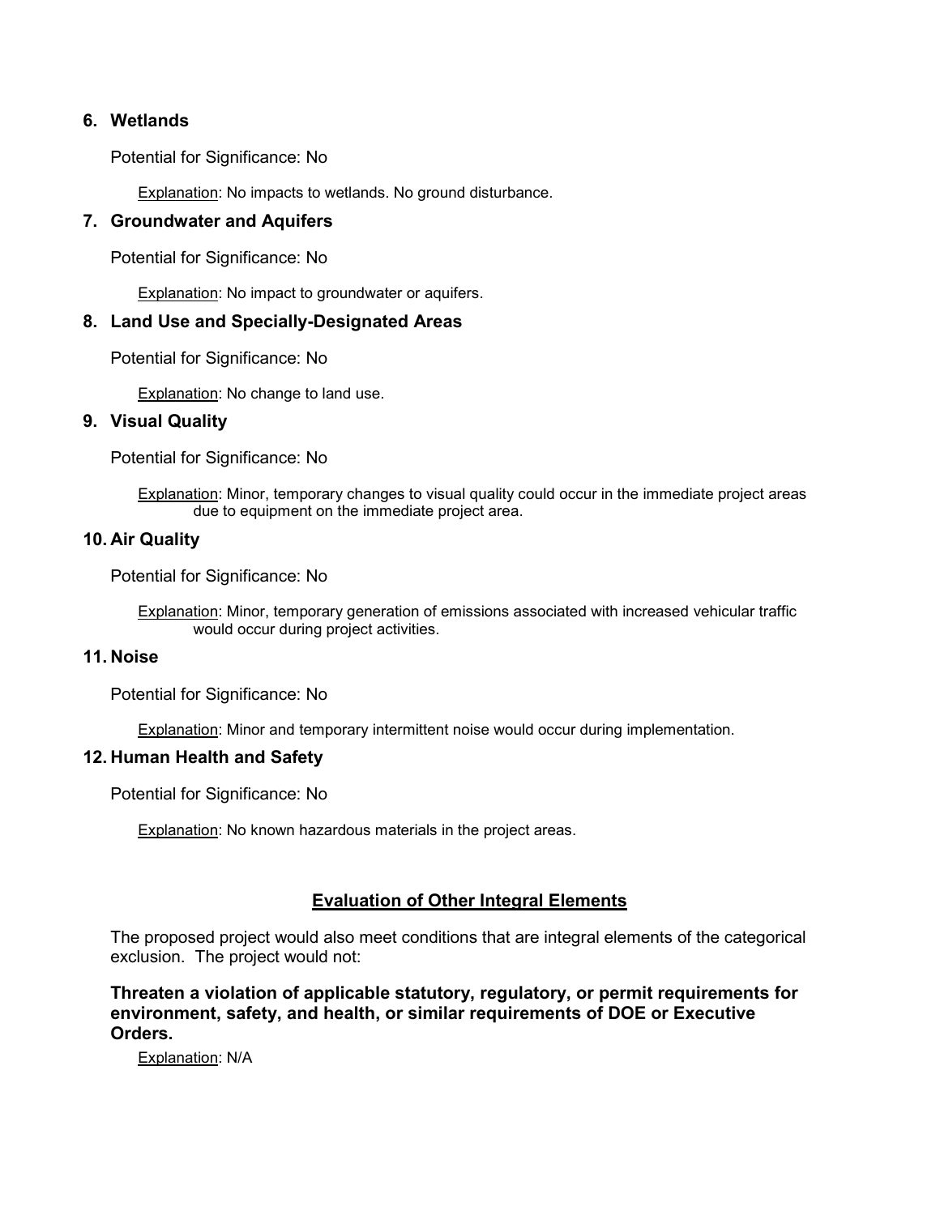**6. Wetlands**

Potential for Significance: No

Explanation: No impacts to wetlands. No ground disturbance.

**7. Groundwater and Aquifers**

Potential for Significance: No

Explanation: No impact to groundwater or aquifers.

**8. Land Use and Specially-Designated Areas**

Potential for Significance: No

Explanation: No change to land use.

**9. Visual Quality**

Potential for Significance: No

Explanation: Minor, temporary changes to visual quality could occur in the immediate project areas due to equipment on the immediate project area.

**10. Air Quality**

Potential for Significance: No

Explanation: Minor, temporary generation of emissions associated with increased vehicular traffic would occur during project activities.

**11. Noise**

Potential for Significance: No

Explanation: Minor and temporary intermittent noise would occur during implementation.

**12. Human Health and Safety**

Potential for Significance: No

Explanation: No known hazardous materials in the project areas.

## Evaluation of Other Integral Elements

The proposed project would also meet conditions that are integral elements of the categorical exclusion. The project would not:

**Threaten a violation of applicable statutory, regulatory, or permit requirements for environment, safety, and health, or similar requirements of DOE or Executive Orders.**

Explanation: N/A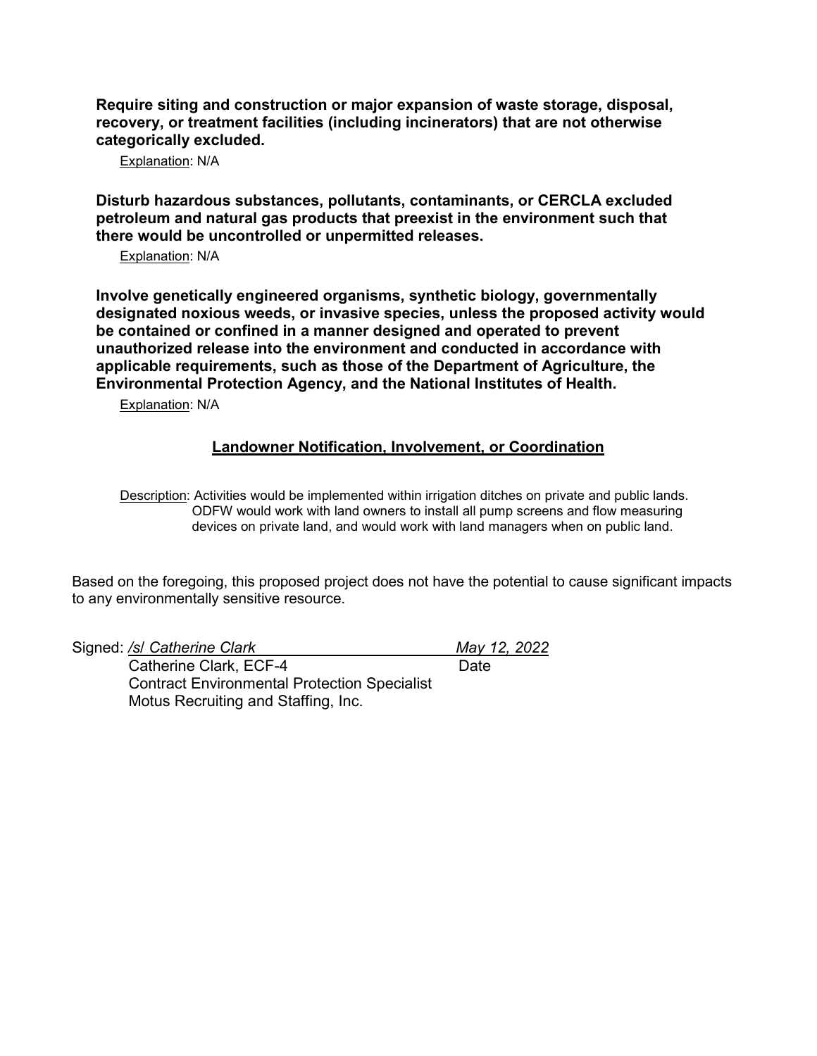**Require siting and construction or major expansion of waste storage, disposal, recovery, or treatment facilities (including incinerators) that are not otherwise categorically excluded.**

Explanation: N/A

**Disturb hazardous substances, pollutants, contaminants, or CERCLA excluded petroleum and natural gas products that preexist in the environment such that there would be uncontrolled or unpermitted releases.**

Explanation: N/A

**Involve genetically engineered organisms, synthetic biology, governmentally designated noxious weeds, or invasive species, unless the proposed activity would be contained or confined in a manner designed and operated to prevent unauthorized release into the environment and conducted in accordance with applicable requirements, such as those of the Department of Agriculture, the Environmental Protection Agency, and the National Institutes of Health.**

Explanation: N/A

## Landowner Notification, Involvement, or Coordination

Description: Activities would be implemented within irrigation ditches on private and public lands. ODFW would work with land owners to install all pump screens and flow measuring devices on private land, and would work with land managers when on public land.

Based on the foregoing, this proposed project does not have the potential to cause significant impacts to any environmentally sensitive resource.

Signed: */s/ Catherine Clark* *May 12, 2022*
Catherine Clark, ECF-4 Date
Contract Environmental Protection Specialist
Motus Recruiting and Staffing, Inc.